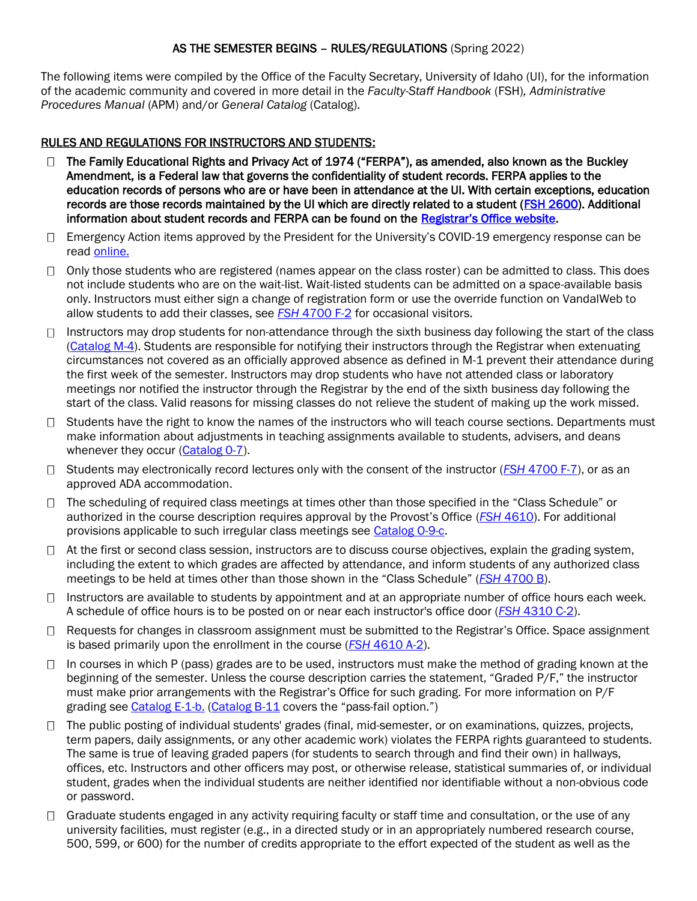## AS THE SEMESTER BEGINS – RULES/REGULATIONS (Spring 2022)

The following items were compiled by the Office of the Faculty Secretary, University of Idaho (UI), for the information of the academic community and covered in more detail in the *Faculty-Staff Handbook* (FSH)*, Administrative Procedures Manual* (APM) and/or *General Catalog* (Catalog).

### RULES AND REGULATIONS FOR INSTRUCTORS AND STUDENTS:

- **The Family Educational Rights and Privacy Act of 1974 ("FERPA"), as amended, also known as the Buckley Amendment, is a Federal law that governs the confidentiality of student records. FERPA applies to the education records of persons who are or have been in attendance at the UI. With certain exceptions, education records are those records maintained by the UI which are directly related to a student (FSH 2600). Additional information about student records and FERPA can be found on the Registrar's Office website.**
- Emergency Action items approved by the President for the University's COVID-19 emergency response can be read online.
- Only those students who are registered (names appear on the class roster) can be admitted to class. This does not include students who are on the wait-list. Wait-listed students can be admitted on a space-available basis only. Instructors must either sign a change of registration form or use the override function on VandalWeb to allow students to add their classes, see *FSH* 4700 F-2 for occasional visitors.
- Instructors may drop students for non-attendance through the sixth business day following the start of the class (Catalog M-4). Students are responsible for notifying their instructors through the Registrar when extenuating circumstances not covered as an officially approved absence as defined in M-1 prevent their attendance during the first week of the semester. Instructors may drop students who have not attended class or laboratory meetings nor notified the instructor through the Registrar by the end of the sixth business day following the start of the class. Valid reasons for missing classes do not relieve the student of making up the work missed.
- Students have the right to know the names of the instructors who will teach course sections. Departments must make information about adjustments in teaching assignments available to students, advisers, and deans whenever they occur (Catalog O-7).
- Students may electronically record lectures only with the consent of the instructor (*FSH* 4700 F-7), or as an approved ADA accommodation.
- The scheduling of required class meetings at times other than those specified in the "Class Schedule" or authorized in the course description requires approval by the Provost's Office (*FSH* 4610). For additional provisions applicable to such irregular class meetings see Catalog O-9-c.
- At the first or second class session, instructors are to discuss course objectives, explain the grading system, including the extent to which grades are affected by attendance, and inform students of any authorized class meetings to be held at times other than those shown in the "Class Schedule" (*FSH* 4700 B).
- Instructors are available to students by appointment and at an appropriate number of office hours each week. A schedule of office hours is to be posted on or near each instructor's office door (*FSH* 4310 C-2).
- Requests for changes in classroom assignment must be submitted to the Registrar's Office. Space assignment is based primarily upon the enrollment in the course (*FSH* 4610 A-2).
- In courses in which P (pass) grades are to be used, instructors must make the method of grading known at the beginning of the semester. Unless the course description carries the statement, "Graded P/F," the instructor must make prior arrangements with the Registrar's Office for such grading. For more information on P/F grading see Catalog E-1-b. (Catalog B-11 covers the "pass-fail option.")
- The public posting of individual students' grades (final, mid-semester, or on examinations, quizzes, projects, term papers, daily assignments, or any other academic work) violates the FERPA rights guaranteed to students. The same is true of leaving graded papers (for students to search through and find their own) in hallways, offices, etc. Instructors and other officers may post, or otherwise release, statistical summaries of, or individual student, grades when the individual students are neither identified nor identifiable without a non-obvious code or password.
- Graduate students engaged in any activity requiring faculty or staff time and consultation, or the use of any university facilities, must register (e.g., in a directed study or in an appropriately numbered research course, 500, 599, or 600) for the number of credits appropriate to the effort expected of the student as well as the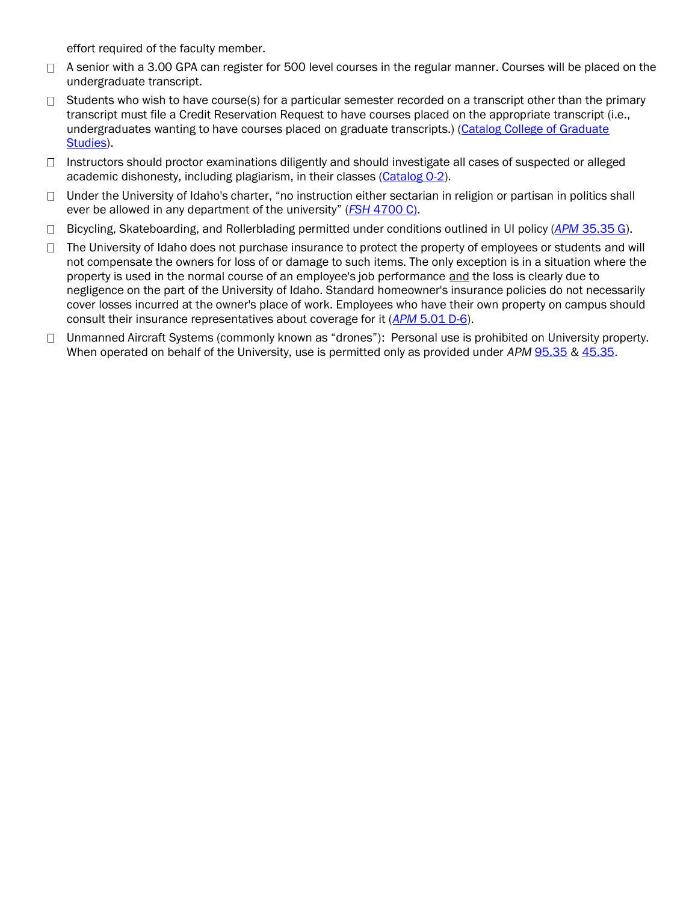effort required of the faculty member.

- A senior with a 3.00 GPA can register for 500 level courses in the regular manner. Courses will be placed on the undergraduate transcript.
- Students who wish to have course(s) for a particular semester recorded on a transcript other than the primary transcript must file a Credit Reservation Request to have courses placed on the appropriate transcript (i.e., undergraduates wanting to have courses placed on graduate transcripts.) (Catalog College of Graduate Studies).
- Instructors should proctor examinations diligently and should investigate all cases of suspected or alleged academic dishonesty, including plagiarism, in their classes (Catalog O-2).
- Under the University of Idaho's charter, "no instruction either sectarian in religion or partisan in politics shall ever be allowed in any department of the university" (*FSH* 4700 C).
- Bicycling, Skateboarding, and Rollerblading permitted under conditions outlined in UI policy (*APM* 35.35 G).
- The University of Idaho does not purchase insurance to protect the property of employees or students and will not compensate the owners for loss of or damage to such items. The only exception is in a situation where the property is used in the normal course of an employee's job performance and the loss is clearly due to negligence on the part of the University of Idaho. Standard homeowner's insurance policies do not necessarily cover losses incurred at the owner's place of work. Employees who have their own property on campus should consult their insurance representatives about coverage for it (*APM* 5.01 D-6).
- Unmanned Aircraft Systems (commonly known as "drones"): Personal use is prohibited on University property. When operated on behalf of the University, use is permitted only as provided under *APM* 95.35 & 45.35.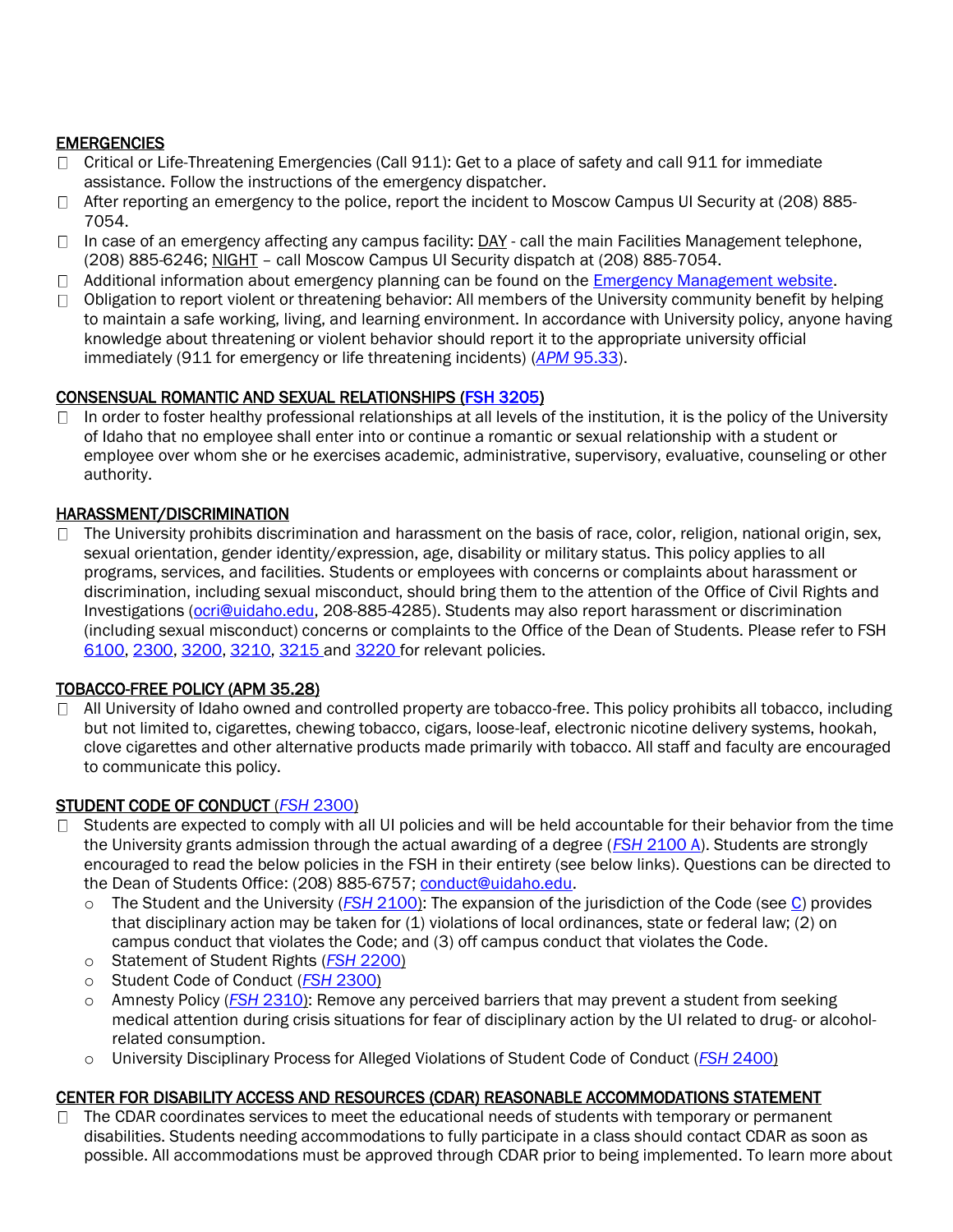## EMERGENCIES

- Critical or Life-Threatening Emergencies (Call 911): Get to a place of safety and call 911 for immediate assistance. Follow the instructions of the emergency dispatcher.
- After reporting an emergency to the police, report the incident to Moscow Campus UI Security at (208) 885-7054.
- In case of an emergency affecting any campus facility: DAY - call the main Facilities Management telephone, (208) 885-6246; NIGHT – call Moscow Campus UI Security dispatch at (208) 885-7054.
- Additional information about emergency planning can be found on the Emergency Management website.
- Obligation to report violent or threatening behavior: All members of the University community benefit by helping to maintain a safe working, living, and learning environment. In accordance with University policy, anyone having knowledge about threatening or violent behavior should report it to the appropriate university official immediately (911 for emergency or life threatening incidents) (*APM* 95.33).

## CONSENSUAL ROMANTIC AND SEXUAL RELATIONSHIPS (FSH 3205)

- In order to foster healthy professional relationships at all levels of the institution, it is the policy of the University of Idaho that no employee shall enter into or continue a romantic or sexual relationship with a student or employee over whom she or he exercises academic, administrative, supervisory, evaluative, counseling or other authority.

## HARASSMENT/DISCRIMINATION

- The University prohibits discrimination and harassment on the basis of race, color, religion, national origin, sex, sexual orientation, gender identity/expression, age, disability or military status. This policy applies to all programs, services, and facilities. Students or employees with concerns or complaints about harassment or discrimination, including sexual misconduct, should bring them to the attention of the Office of Civil Rights and Investigations (ocri@uidaho.edu, 208-885-4285). Students may also report harassment or discrimination (including sexual misconduct) concerns or complaints to the Office of the Dean of Students. Please refer to FSH 6100, 2300, 3200, 3210, 3215 and 3220 for relevant policies.

## TOBACCO-FREE POLICY (APM 35.28)

- All University of Idaho owned and controlled property are tobacco-free. This policy prohibits all tobacco, including but not limited to, cigarettes, chewing tobacco, cigars, loose-leaf, electronic nicotine delivery systems, hookah, clove cigarettes and other alternative products made primarily with tobacco. All staff and faculty are encouraged to communicate this policy.

## STUDENT CODE OF CONDUCT (*FSH* 2300)

- Students are expected to comply with all UI policies and will be held accountable for their behavior from the time the University grants admission through the actual awarding of a degree (*FSH* 2100 A). Students are strongly encouraged to read the below policies in the FSH in their entirety (see below links). Questions can be directed to the Dean of Students Office: (208) 885-6757; conduct@uidaho.edu.
  - The Student and the University (*FSH* 2100): The expansion of the jurisdiction of the Code (see C) provides that disciplinary action may be taken for (1) violations of local ordinances, state or federal law; (2) on campus conduct that violates the Code; and (3) off campus conduct that violates the Code.
  - Statement of Student Rights (*FSH* 2200)
  - Student Code of Conduct (*FSH* 2300)
  - Amnesty Policy (*FSH* 2310): Remove any perceived barriers that may prevent a student from seeking medical attention during crisis situations for fear of disciplinary action by the UI related to drug- or alcohol-related consumption.
  - University Disciplinary Process for Alleged Violations of Student Code of Conduct (*FSH* 2400)

## CENTER FOR DISABILITY ACCESS AND RESOURCES (CDAR) REASONABLE ACCOMMODATIONS STATEMENT

- The CDAR coordinates services to meet the educational needs of students with temporary or permanent disabilities. Students needing accommodations to fully participate in a class should contact CDAR as soon as possible. All accommodations must be approved through CDAR prior to being implemented. To learn more about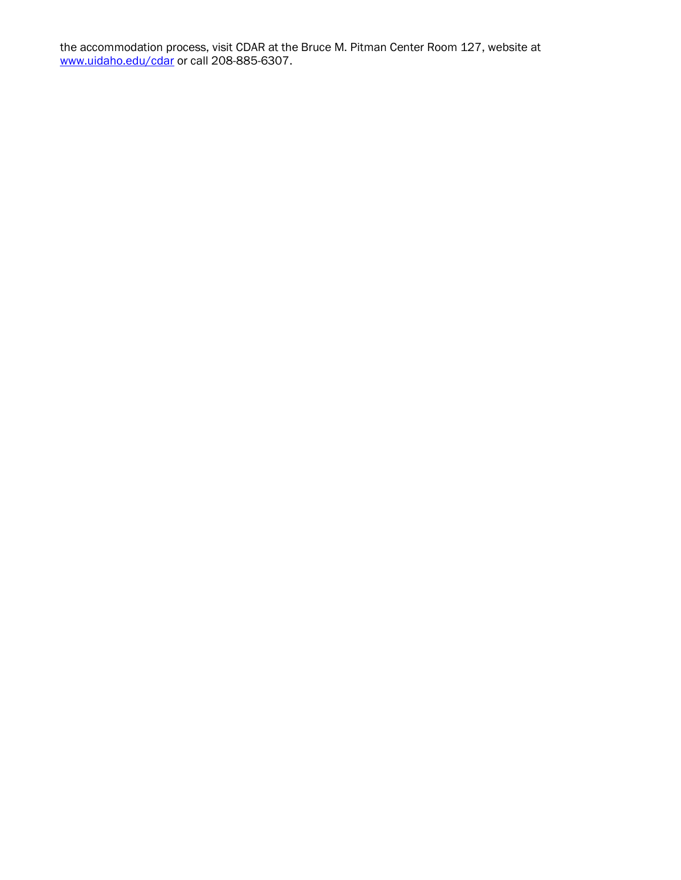the accommodation process, visit CDAR at the Bruce M. Pitman Center Room 127, website at [www.uidaho.edu/cdar](http://www.uidaho.edu/cdar) or call 208-885-6307.